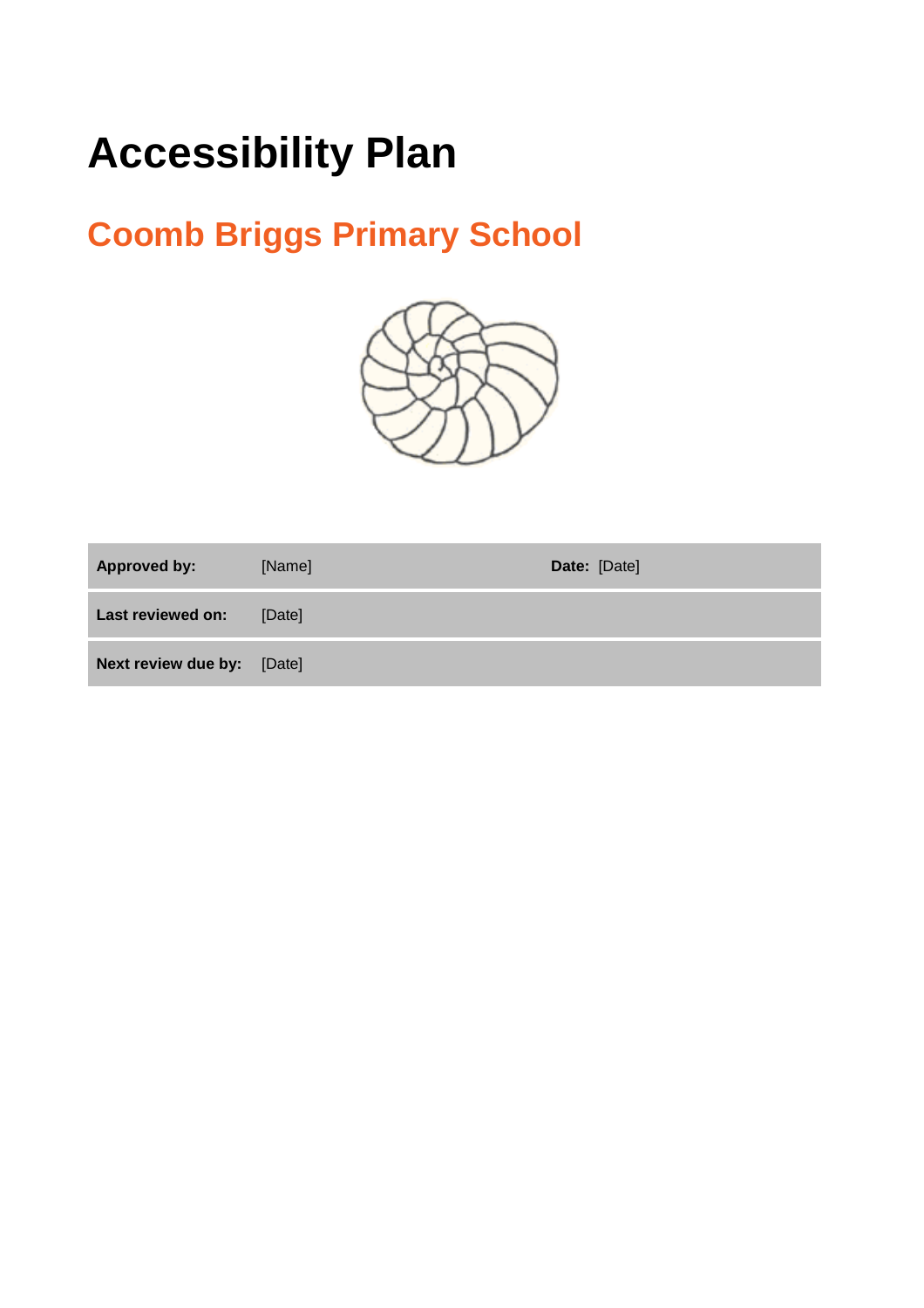# Accessibility Plan

## Coomb Briggs Primary School

| | | | |
|---|---|---|---|
| **Approved by:** | [Name] | **Date:** | [Date] |
| **Last reviewed on:** | [Date] | | |
| **Next review due by:** | [Date] | | |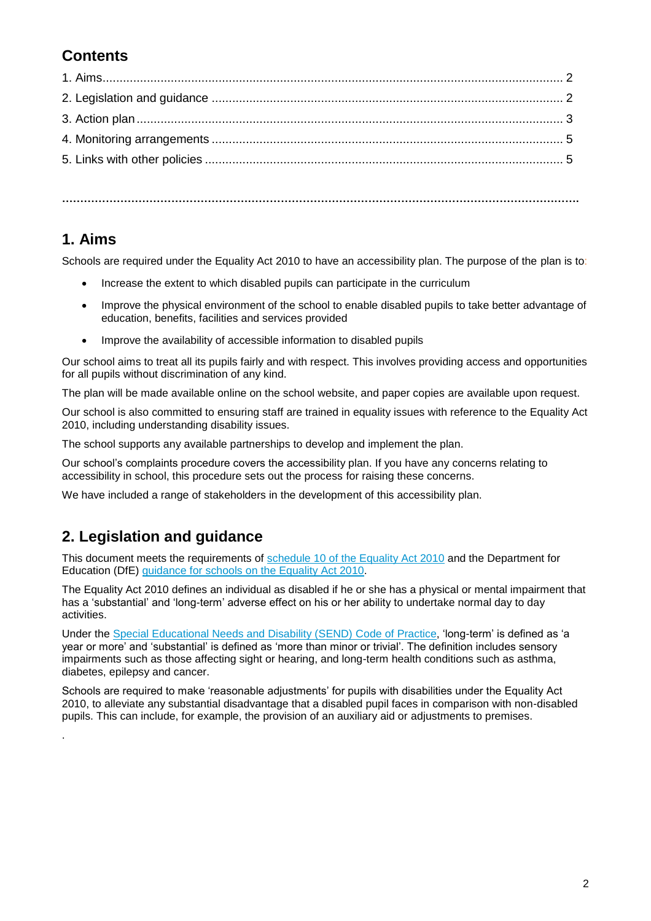## Contents

1. Aims ........ 2
2. Legislation and guidance ........ 2
3. Action plan ........ 3
4. Monitoring arrangements ........ 5
5. Links with other policies ........ 5

## 1. Aims

Schools are required under the Equality Act 2010 to have an accessibility plan. The purpose of the plan is to:

- Increase the extent to which disabled pupils can participate in the curriculum
- Improve the physical environment of the school to enable disabled pupils to take better advantage of education, benefits, facilities and services provided
- Improve the availability of accessible information to disabled pupils

Our school aims to treat all its pupils fairly and with respect. This involves providing access and opportunities for all pupils without discrimination of any kind.

The plan will be made available online on the school website, and paper copies are available upon request.

Our school is also committed to ensuring staff are trained in equality issues with reference to the Equality Act 2010, including understanding disability issues.

The school supports any available partnerships to develop and implement the plan.

Our school's complaints procedure covers the accessibility plan. If you have any concerns relating to accessibility in school, this procedure sets out the process for raising these concerns.

We have included a range of stakeholders in the development of this accessibility plan.

## 2. Legislation and guidance

This document meets the requirements of schedule 10 of the Equality Act 2010 and the Department for Education (DfE) guidance for schools on the Equality Act 2010.

The Equality Act 2010 defines an individual as disabled if he or she has a physical or mental impairment that has a 'substantial' and 'long-term' adverse effect on his or her ability to undertake normal day to day activities.

Under the Special Educational Needs and Disability (SEND) Code of Practice, 'long-term' is defined as 'a year or more' and 'substantial' is defined as 'more than minor or trivial'. The definition includes sensory impairments such as those affecting sight or hearing, and long-term health conditions such as asthma, diabetes, epilepsy and cancer.

Schools are required to make 'reasonable adjustments' for pupils with disabilities under the Equality Act 2010, to alleviate any substantial disadvantage that a disabled pupil faces in comparison with non-disabled pupils. This can include, for example, the provision of an auxiliary aid or adjustments to premises.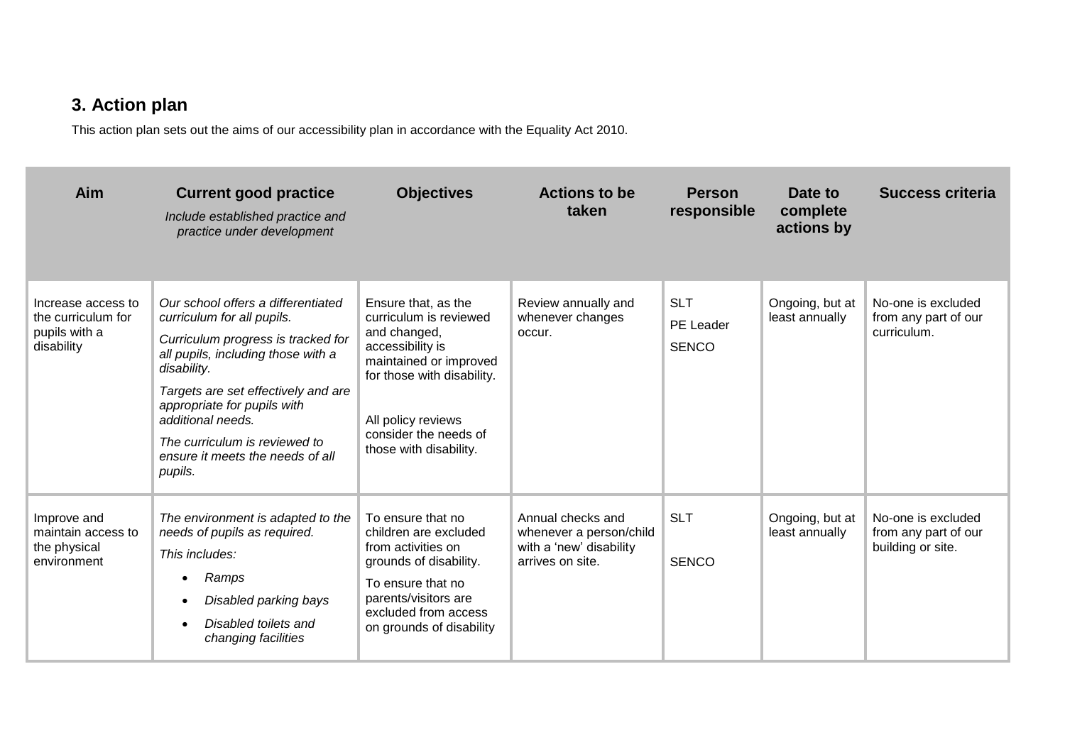## 3. Action plan

This action plan sets out the aims of our accessibility plan in accordance with the Equality Act 2010.

| Aim | Current good practice<br>*Include established practice and practice under development* | Objectives | Actions to be taken | Person responsible | Date to complete actions by | Success criteria |
|---|---|---|---|---|---|---|
| Increase access to the curriculum for pupils with a disability | *Our school offers a differentiated curriculum for all pupils.*<br>*Curriculum progress is tracked for all pupils, including those with a disability.*<br>*Targets are set effectively and are appropriate for pupils with additional needs.*<br>*The curriculum is reviewed to ensure it meets the needs of all pupils.* | Ensure that, as the curriculum is reviewed and changed, accessibility is maintained or improved for those with disability.<br>All policy reviews consider the needs of those with disability. | Review annually and whenever changes occur. | SLT<br>PE Leader<br>SENCO | Ongoing, but at least annually | No-one is excluded from any part of our curriculum. |
| Improve and maintain access to the physical environment | *The environment is adapted to the needs of pupils as required.*<br>*This includes:*<br>• *Ramps*<br>• *Disabled parking bays*<br>• *Disabled toilets and changing facilities* | To ensure that no children are excluded from activities on grounds of disability.<br>To ensure that no parents/visitors are excluded from access on grounds of disability | Annual checks and whenever a person/child with a 'new' disability arrives on site. | SLT<br>SENCO | Ongoing, but at least annually | No-one is excluded from any part of our building or site. |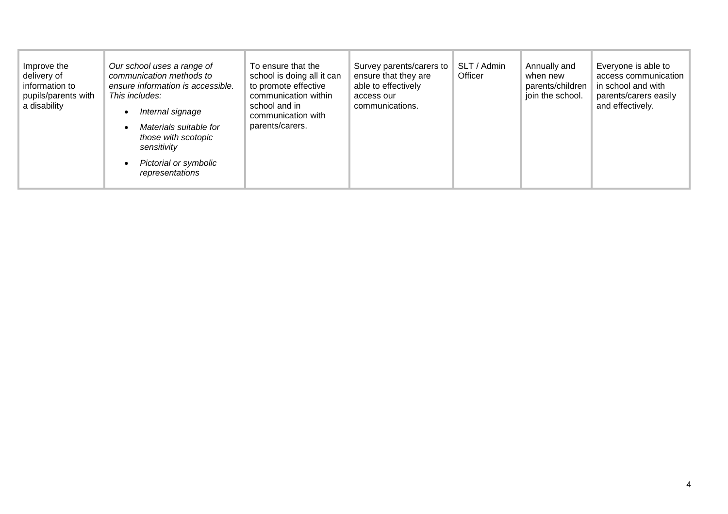| | | | | | | |
|---|---|---|---|---|---|---|
| Improve the delivery of information to pupils/parents with a disability | *Our school uses a range of communication methods to ensure information is accessible. This includes:*<br>• *Internal signage*<br>• *Materials suitable for those with scotopic sensitivity*<br>• *Pictorial or symbolic representations* | To ensure that the school is doing all it can to promote effective communication within school and in communication with parents/carers. | Survey parents/carers to ensure that they are able to effectively access our communications. | SLT / Admin Officer | Annually and when new parents/children join the school. | Everyone is able to access communication in school and with parents/carers easily and effectively. |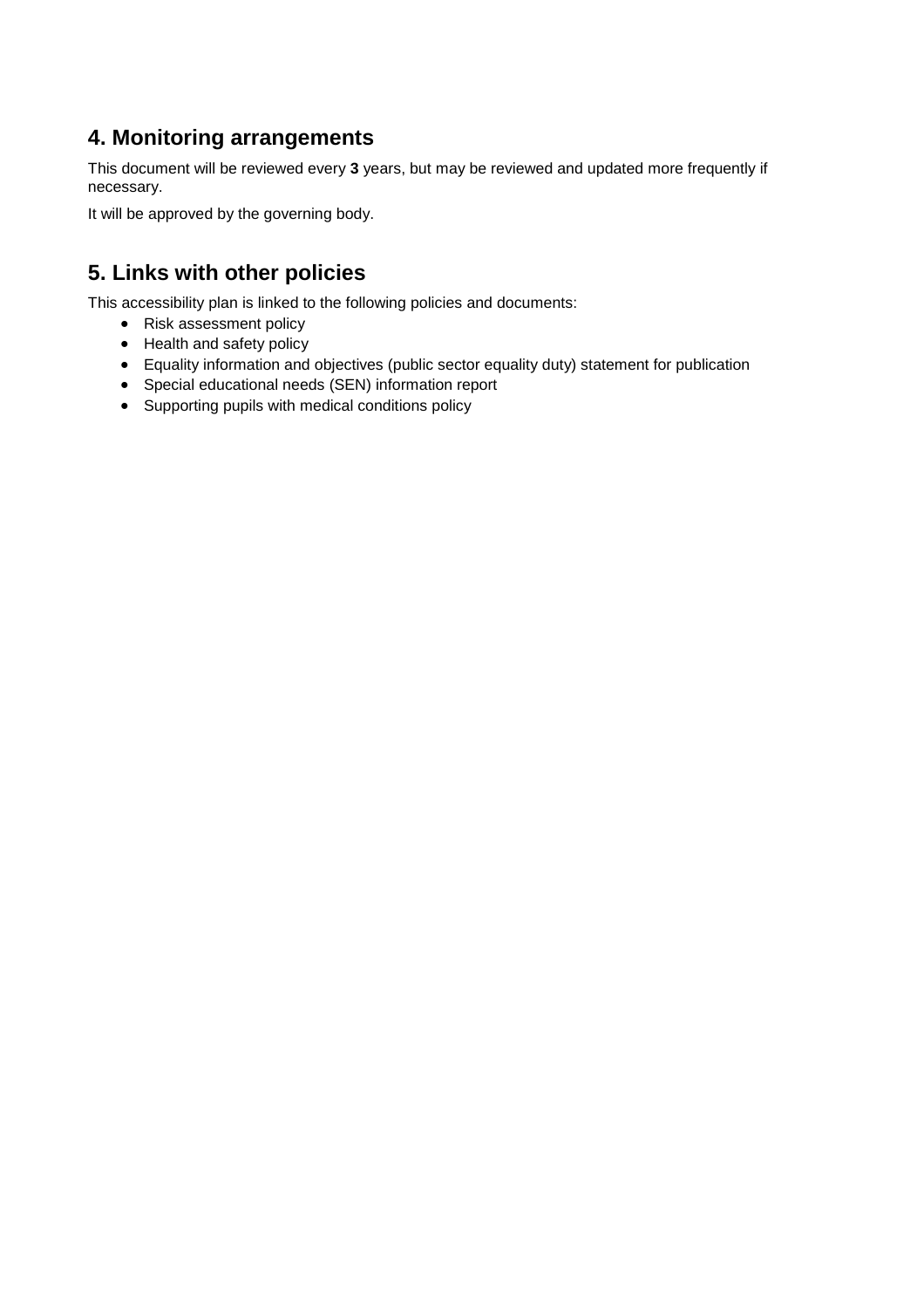## 4. Monitoring arrangements

This document will be reviewed every **3** years, but may be reviewed and updated more frequently if necessary.

It will be approved by the governing body.

## 5. Links with other policies

This accessibility plan is linked to the following policies and documents:

- Risk assessment policy
- Health and safety policy
- Equality information and objectives (public sector equality duty) statement for publication
- Special educational needs (SEN) information report
- Supporting pupils with medical conditions policy